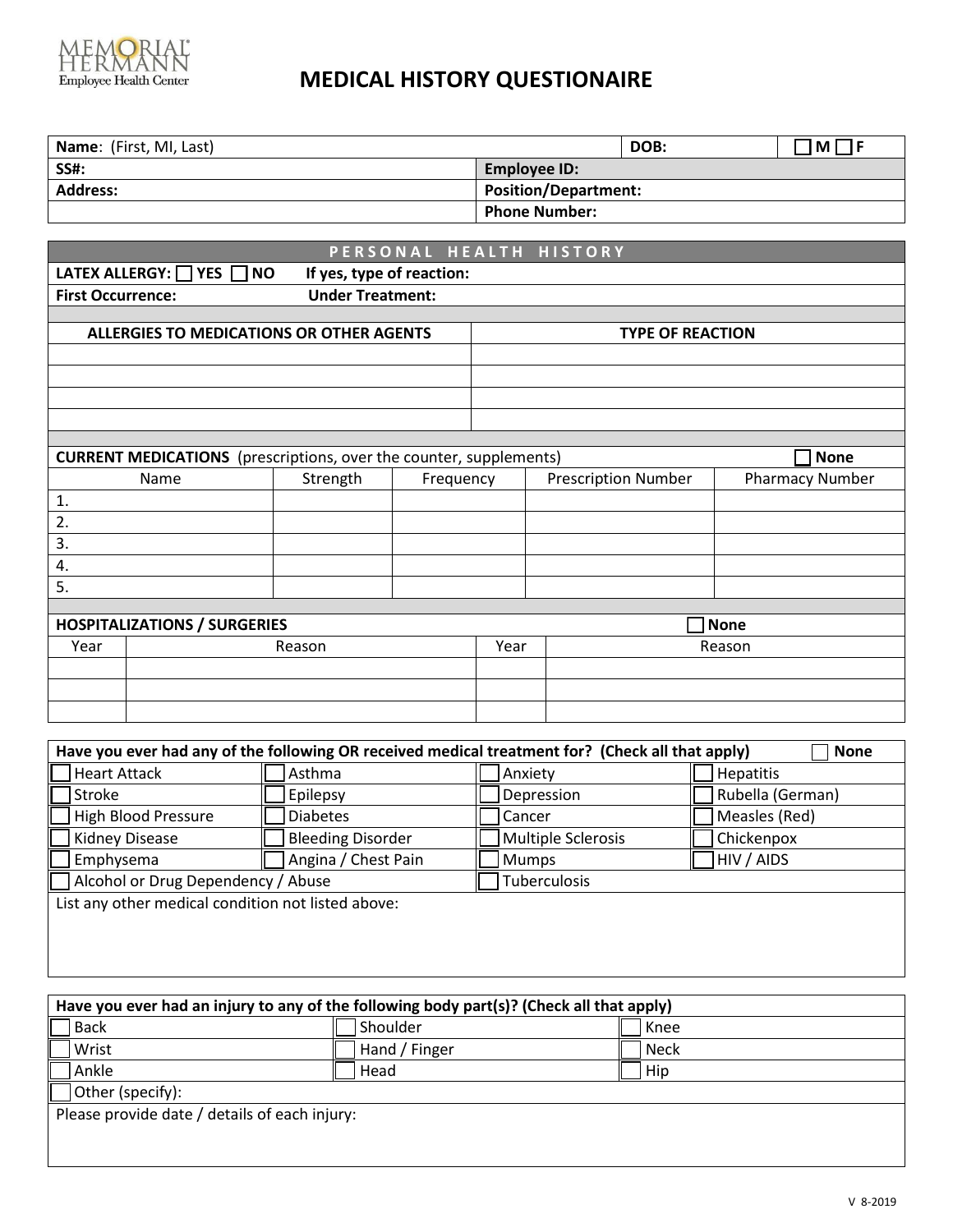Memorial Hermann Employee Health Center

# MEDICAL HISTORY QUESTIONAIRE

| **Name**: (First, MI, Last) | | **DOB:** | ☐ **M** ☐ **F** |
|---|---|---|---|
| **SS#:** | **Employee ID:** | | |
| **Address:** | **Position/Department:** | | |
| | **Phone Number:** | | |

## PERSONAL HEALTH HISTORY

**LATEX ALLERGY:** ☐ **YES** ☐ **NO** **If yes, type of reaction:**

**First Occurrence:** **Under Treatment:**

| ALLERGIES TO MEDICATIONS OR OTHER AGENTS | TYPE OF REACTION |
|---|---|
| | |
| | |
| | |
| | |

**CURRENT MEDICATIONS** (prescriptions, over the counter, supplements) ☐ **None**

| Name | Strength | Frequency | Prescription Number | Pharmacy Number |
|---|---|---|---|---|
| 1. | | | | |
| 2. | | | | |
| 3. | | | | |
| 4. | | | | |
| 5. | | | | |

**HOSPITALIZATIONS / SURGERIES** ☐ **None**

| Year | Reason | Year | Reason |
|---|---|---|---|
| | | | |
| | | | |
| | | | |

**Have you ever had any of the following OR received medical treatment for? (Check all that apply)** ☐ **None**

| | | | |
|---|---|---|---|
| ☐ Heart Attack | ☐ Asthma | ☐ Anxiety | ☐ Hepatitis |
| ☐ Stroke | ☐ Epilepsy | ☐ Depression | ☐ Rubella (German) |
| ☐ High Blood Pressure | ☐ Diabetes | ☐ Cancer | ☐ Measles (Red) |
| ☐ Kidney Disease | ☐ Bleeding Disorder | ☐ Multiple Sclerosis | ☐ Chickenpox |
| ☐ Emphysema | ☐ Angina / Chest Pain | ☐ Mumps | ☐ HIV / AIDS |
| ☐ Alcohol or Drug Dependency / Abuse | | ☐ Tuberculosis | |

List any other medical condition not listed above:

**Have you ever had an injury to any of the following body part(s)? (Check all that apply)**

| | | |
|---|---|---|
| ☐ Back | ☐ Shoulder | ☐ Knee |
| ☐ Wrist | ☐ Hand / Finger | ☐ Neck |
| ☐ Ankle | ☐ Head | ☐ Hip |
| ☐ Other (specify): | | |

Please provide date / details of each injury:

V 8-2019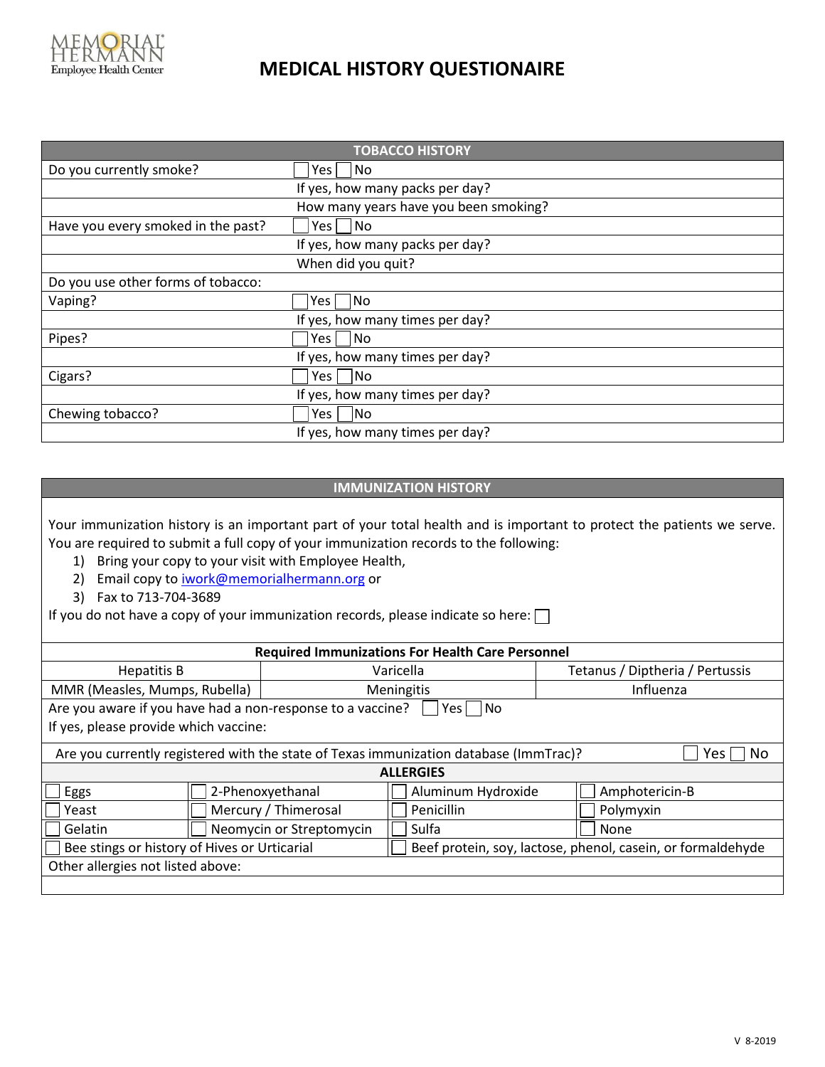Memorial Hermann Employee Health Center

# MEDICAL HISTORY QUESTIONAIRE

| TOBACCO HISTORY | |
|---|---|
| Do you currently smoke? | ☐ Yes ☐ No |
| | If yes, how many packs per day? |
| | How many years have you been smoking? |
| Have you every smoked in the past? | ☐ Yes ☐ No |
| | If yes, how many packs per day? |
| | When did you quit? |
| Do you use other forms of tobacco: | |
| Vaping? | ☐ Yes ☐ No |
| | If yes, how many times per day? |
| Pipes? | ☐ Yes ☐ No |
| | If yes, how many times per day? |
| Cigars? | ☐ Yes ☐ No |
| | If yes, how many times per day? |
| Chewing tobacco? | ☐ Yes ☐ No |
| | If yes, how many times per day? |

## IMMUNIZATION HISTORY

Your immunization history is an important part of your total health and is important to protect the patients we serve. You are required to submit a full copy of your immunization records to the following:

1) Bring your copy to your visit with Employee Health,
2) Email copy to iwork@memorialhermann.org or
3) Fax to 713-704-3689

If you do not have a copy of your immunization records, please indicate so here: ☐

| Required Immunizations For Health Care Personnel | | |
|---|---|---|
| Hepatitis B | Varicella | Tetanus / Diptheria / Pertussis |
| MMR (Measles, Mumps, Rubella) | Meningitis | Influenza |

Are you aware if you have had a non-response to a vaccine? ☐ Yes ☐ No

If yes, please provide which vaccine:

Are you currently registered with the state of Texas immunization database (ImmTrac)? ☐ Yes ☐ No

| ALLERGIES | | | |
|---|---|---|---|
| ☐ Eggs | ☐ 2-Phenoxyethanal | ☐ Aluminum Hydroxide | ☐ Amphotericin-B |
| ☐ Yeast | ☐ Mercury / Thimerosal | ☐ Penicillin | ☐ Polymyxin |
| ☐ Gelatin | ☐ Neomycin or Streptomycin | ☐ Sulfa | ☐ None |
| ☐ Bee stings or history of Hives or Urticarial | | ☐ Beef protein, soy, lactose, phenol, casein, or formaldehyde | |
| Other allergies not listed above: | | | |
| | | | |

V 8-2019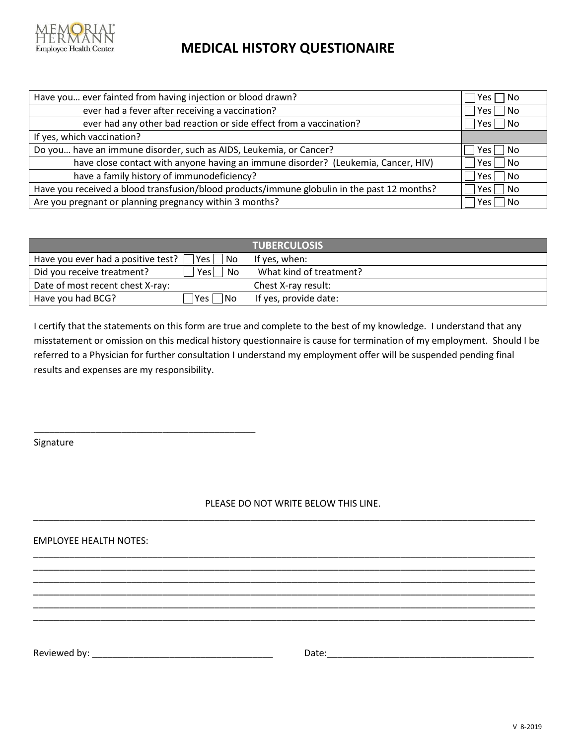Memorial Hermann Employee Health Center

# MEDICAL HISTORY QUESTIONAIRE

| Question | Response |
|---|---|
| Have you… ever fainted from having injection or blood drawn? | ☐ Yes ☐ No |
| ever had a fever after receiving a vaccination? | ☐ Yes ☐ No |
| ever had any other bad reaction or side effect from a vaccination? | ☐ Yes ☐ No |
| If yes, which vaccination? | |
| Do you… have an immune disorder, such as AIDS, Leukemia, or Cancer? | ☐ Yes ☐ No |
| have close contact with anyone having an immune disorder? (Leukemia, Cancer, HIV) | ☐ Yes ☐ No |
| have a family history of immunodeficiency? | ☐ Yes ☐ No |
| Have you received a blood transfusion/blood products/immune globulin in the past 12 months? | ☐ Yes ☐ No |
| Are you pregnant or planning pregnancy within 3 months? | ☐ Yes ☐ No |

| TUBERCULOSIS | | |
|---|---|---|
| Have you ever had a positive test? | ☐ Yes ☐ No | If yes, when: |
| Did you receive treatment? | ☐ Yes ☐ No | What kind of treatment? |
| Date of most recent chest X-ray: | | Chest X-ray result: |
| Have you had BCG? | ☐ Yes ☐ No | If yes, provide date: |

I certify that the statements on this form are true and complete to the best of my knowledge. I understand that any misstatement or omission on this medical history questionnaire is cause for termination of my employment. Should I be referred to a Physician for further consultation I understand my employment offer will be suspended pending final results and expenses are my responsibility.

_____________________________________________
Signature

PLEASE DO NOT WRITE BELOW THIS LINE.

EMPLOYEE HEALTH NOTES:

_____________________________________________________________________________________________

_____________________________________________________________________________________________

_____________________________________________________________________________________________

_____________________________________________________________________________________________

_____________________________________________________________________________________________

_____________________________________________________________________________________________

Reviewed by: ___________________________________ Date:_________________________________________

V 8-2019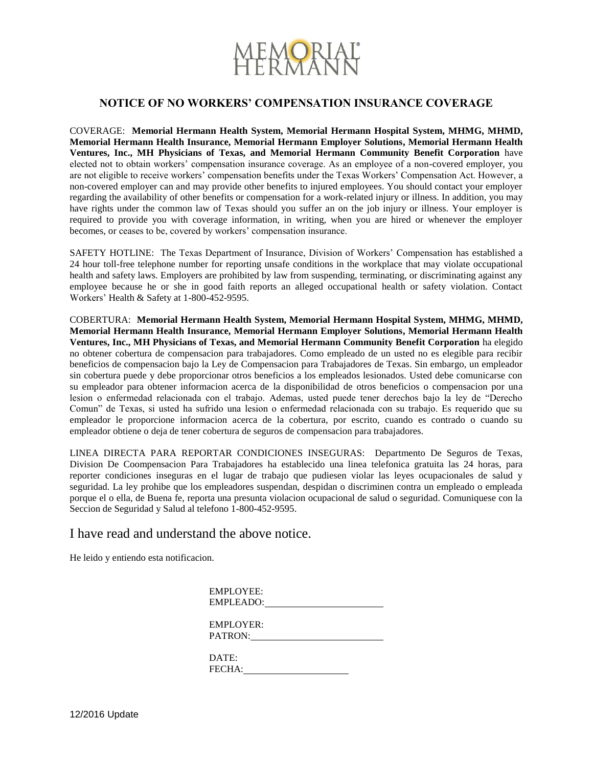MEMORIAL HERMANN

## NOTICE OF NO WORKERS' COMPENSATION INSURANCE COVERAGE

COVERAGE: **Memorial Hermann Health System, Memorial Hermann Hospital System, MHMG, MHMD, Memorial Hermann Health Insurance, Memorial Hermann Employer Solutions, Memorial Hermann Health Ventures, Inc., MH Physicians of Texas, and Memorial Hermann Community Benefit Corporation** have elected not to obtain workers' compensation insurance coverage. As an employee of a non-covered employer, you are not eligible to receive workers' compensation benefits under the Texas Workers' Compensation Act. However, a non-covered employer can and may provide other benefits to injured employees. You should contact your employer regarding the availability of other benefits or compensation for a work-related injury or illness. In addition, you may have rights under the common law of Texas should you suffer an on the job injury or illness. Your employer is required to provide you with coverage information, in writing, when you are hired or whenever the employer becomes, or ceases to be, covered by workers' compensation insurance.

SAFETY HOTLINE: The Texas Department of Insurance, Division of Workers' Compensation has established a 24 hour toll-free telephone number for reporting unsafe conditions in the workplace that may violate occupational health and safety laws. Employers are prohibited by law from suspending, terminating, or discriminating against any employee because he or she in good faith reports an alleged occupational health or safety violation. Contact Workers' Health & Safety at 1-800-452-9595.

COBERTURA: **Memorial Hermann Health System, Memorial Hermann Hospital System, MHMG, MHMD, Memorial Hermann Health Insurance, Memorial Hermann Employer Solutions, Memorial Hermann Health Ventures, Inc., MH Physicians of Texas, and Memorial Hermann Community Benefit Corporation** ha elegido no obtener cobertura de compensacion para trabajadores. Como empleado de un usted no es elegible para recibir beneficios de compensacion bajo la Ley de Compensacion para Trabajadores de Texas. Sin embargo, un empleador sin cobertura puede y debe proporcionar otros beneficios a los empleados lesionados. Usted debe comunicarse con su empleador para obtener informacion acerca de la disponibilidad de otros beneficios o compensacion por una lesion o enfermedad relacionada con el trabajo. Ademas, usted puede tener derechos bajo la ley de "Derecho Comun" de Texas, si usted ha sufrido una lesion o enfermedad relacionada con su trabajo. Es requerido que su empleador le proporcione informacion acerca de la cobertura, por escrito, cuando es contrado o cuando su empleador obtiene o deja de tener cobertura de seguros de compensacion para trabajadores.

LINEA DIRECTA PARA REPORTAR CONDICIONES INSEGURAS: Departmento De Seguros de Texas, Division De Coompensacion Para Trabajadores ha establecido una linea telefonica gratuita las 24 horas, para reporter condiciones inseguras en el lugar de trabajo que pudiesen violar las leyes ocupacionales de salud y seguridad. La ley prohibe que los empleadores suspendan, despidan o discriminen contra un empleado o empleada porque el o ella, de Buena fe, reporta una presunta violacion ocupacional de salud o seguridad. Comuniquese con la Seccion de Seguridad y Salud al telefono 1-800-452-9595.

I have read and understand the above notice.

He leido y entiendo esta notificacion.

EMPLOYEE:
EMPLEADO: ______________________

EMPLOYER:
PATRON: ______________________

DATE:
FECHA: ____________________

12/2016 Update